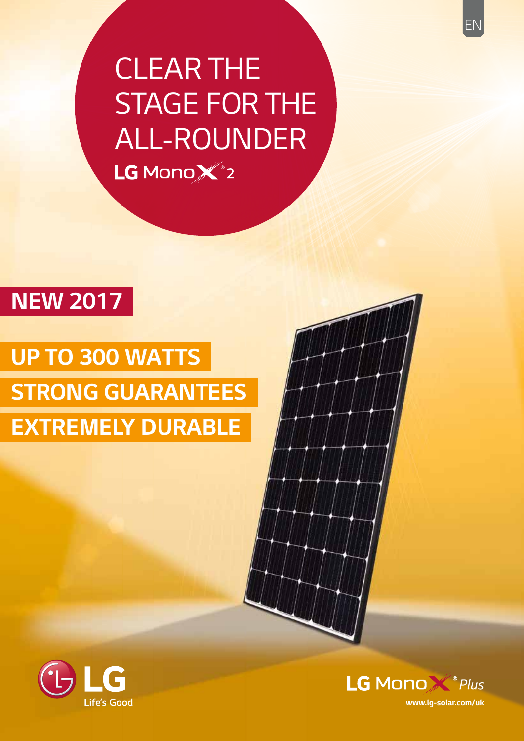EN

# CLEAR THE STAGE FOR THE ALL-ROUNDER

LG MonoX® 2

**NEW 2017**

**UP TO 300 WATTS**

**STRONG GUARANTEES**

**EXTREMELY DURABLE**

LG Life's Good

LG MonoX® *Plus*

**www.lg-solar.com/uk**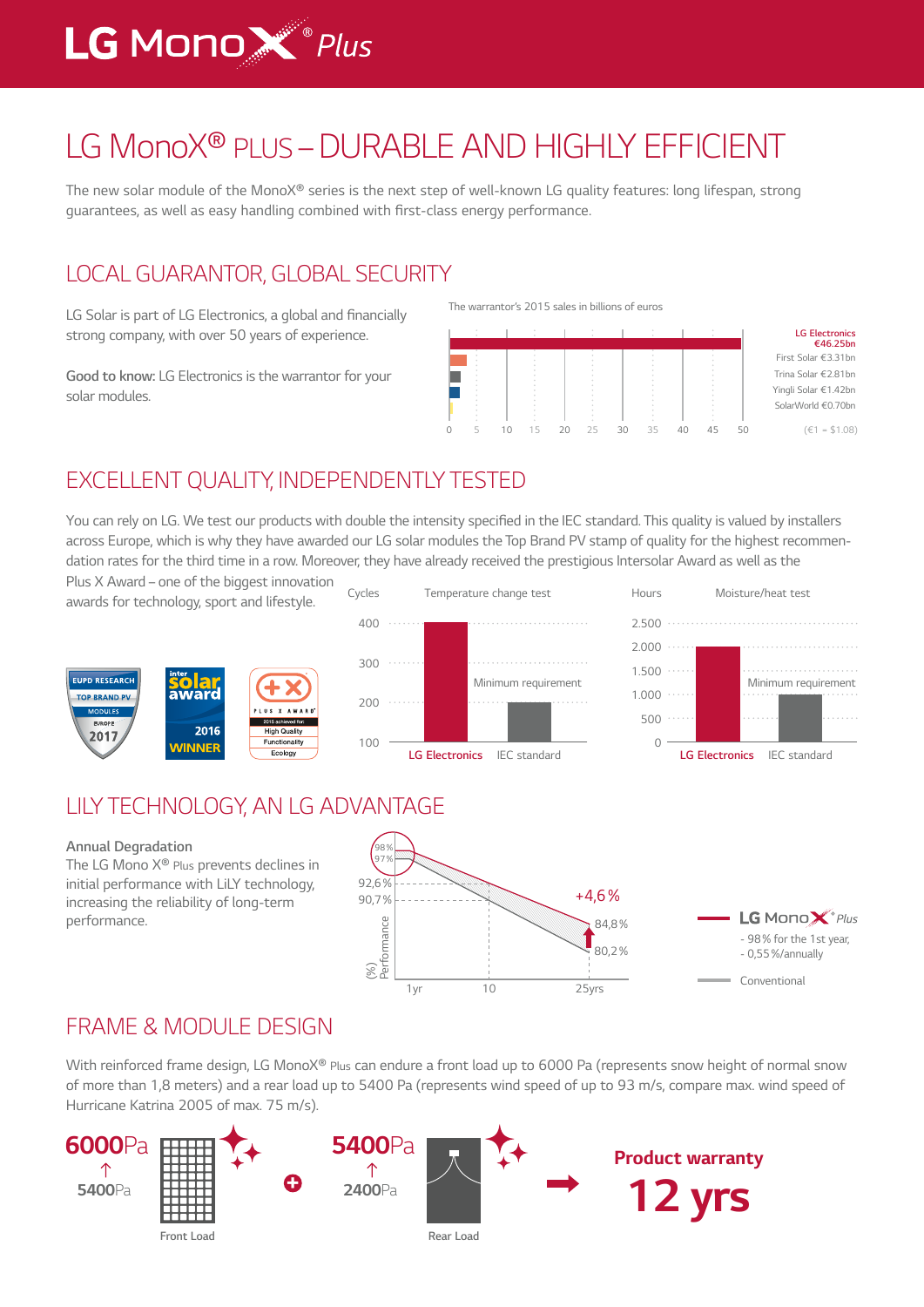# LG MonoX® PLUS – DURABLE AND HIGHLY EFFICIENT

The new solar module of the MonoX® series is the next step of well-known LG quality features: long lifespan, strong guarantees, as well as easy handling combined with first-class energy performance.

## LOCAL GUARANTOR, GLOBAL SECURITY

LG Solar is part of LG Electronics, a global and financially strong company, with over 50 years of experience.

**Good to know:** LG Electronics is the warrantor for your solar modules.

The warrantor's 2015 sales in billions of euros

| Company | Sales |
|---|---|
| LG Electronics | €46.25bn |
| First Solar | €3.31bn |
| Trina Solar | €2.81bn |
| Yingli Solar | €1.42bn |
| SolarWorld | €0.70bn |

(€1 = $1.08)

## EXCELLENT QUALITY, INDEPENDENTLY TESTED

You can rely on LG. We test our products with double the intensity specified in the IEC standard. This quality is valued by installers across Europe, which is why they have awarded our LG solar modules the Top Brand PV stamp of quality for the highest recommendation rates for the third time in a row. Moreover, they have already received the prestigious Intersolar Award as well as the Plus X Award – one of the biggest innovation awards for technology, sport and lifestyle.

EUPD RESEARCH TOP BRAND PV MODULES EUROPE 2017 · intersolar award 2016 WINNER · PLUS X AWARD 2016 achieved for: High Quality, Functionality, Ecology

Temperature change test (Cycles): LG Electronics 400; IEC standard 200 (Minimum requirement)

Moisture/heat test (Hours): LG Electronics 2.000; IEC standard 1.000 (Minimum requirement)

## LILY TECHNOLOGY, AN LG ADVANTAGE

**Annual Degradation**
The LG Mono X® Plus prevents declines in initial performance with LiLY technology, increasing the reliability of long-term performance.

Performance (%): 98 % / 97 % at start; 92,6 % / 90,7 % at 10 yrs; 84,8 % / 80,2 % at 25yrs; +4,6 %

- LG MonoX® Plus: - 98 % for the 1st year, - 0,55 %/annually
- Conventional

## FRAME & MODULE DESIGN

With reinforced frame design, LG MonoX® Plus can endure a front load up to 6000 Pa (represents snow height of normal snow of more than 1,8 meters) and a rear load up to 5400 Pa (represents wind speed of up to 93 m/s, compare max. wind speed of Hurricane Katrina 2005 of max. 75 m/s).

Front Load: 5400Pa → 6000Pa

Rear Load: 2400Pa → 5400Pa

**Product warranty 12 yrs**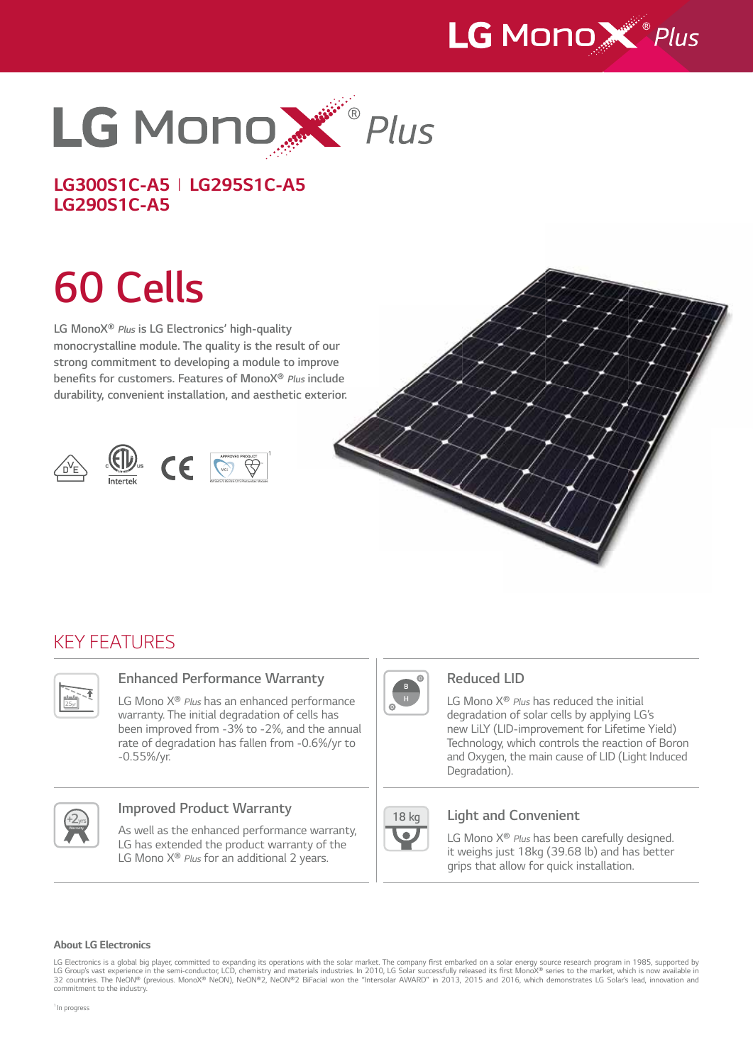# LG Mono X® *Plus*

## LG300S1C-A5 | LG295S1C-A5
## LG290S1C-A5

# 60 Cells

LG MonoX® *Plus* is LG Electronics' high-quality monocrystalline module. The quality is the result of our strong commitment to developing a module to improve benefits for customers. Features of MonoX® *Plus* include durability, convenient installation, and aesthetic exterior.

Intertek

APPROVED PRODUCT[1]

## KEY FEATURES

### Enhanced Performance Warranty

LG Mono X® *Plus* has an enhanced performance warranty. The initial degradation of cells has been improved from -3% to -2%, and the annual rate of degradation has fallen from -0.6%/yr to -0.55%/yr.

### Reduced LID

LG Mono X® *Plus* has reduced the initial degradation of solar cells by applying LG's new LiLY (LID-improvement for Lifetime Yield) Technology, which controls the reaction of Boron and Oxygen, the main cause of LID (Light Induced Degradation).

### Improved Product Warranty

As well as the enhanced performance warranty, LG has extended the product warranty of the LG Mono X® *Plus* for an additional 2 years.

### Light and Convenient

LG Mono X® *Plus* has been carefully designed. it weighs just 18kg (39.68 lb) and has better grips that allow for quick installation.

**About LG Electronics**

LG Electronics is a global big player, committed to expanding its operations with the solar market. The company first embarked on a solar energy source research program in 1985, supported by LG Group's vast experience in the semi-conductor, LCD, chemistry and materials industries. In 2010, LG Solar successfully released its first MonoX® series to the market, which is now available in 32 countries. The NeON® (previous. MonoX® NeON), NeON®2, NeON®2 BiFacial won the "Intersolar AWARD" in 2013, 2015 and 2016, which demonstrates LG Solar's lead, innovation and commitment to the industry.

[1] In progress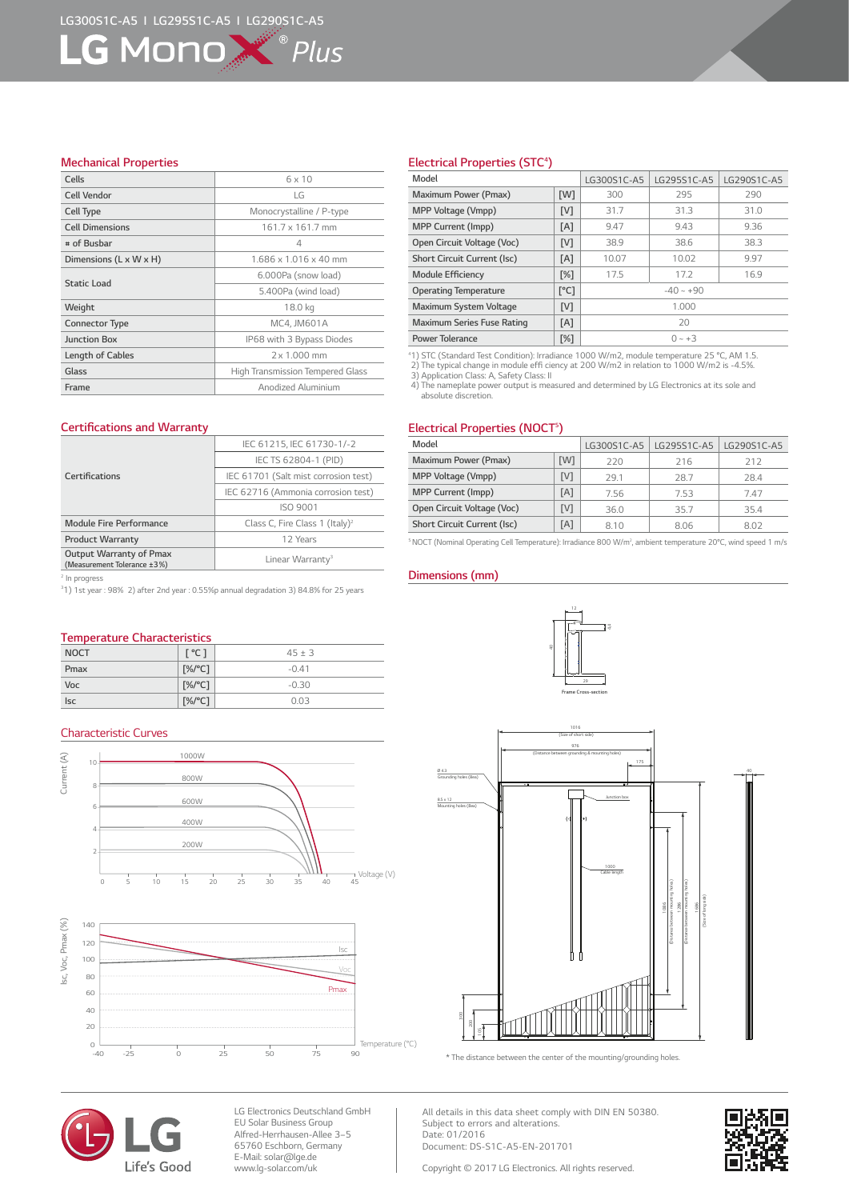LG300S1C-A5 I LG295S1C-A5 I LG290S1C-A5

# LG MonoX® Plus

## Mechanical Properties

| | |
|---|---|
| Cells | 6 x 10 |
| Cell Vendor | LG |
| Cell Type | Monocrystalline / P-type |
| Cell Dimensions | 161.7 x 161.7 mm |
| # of Busbar | 4 |
| Dimensions (L x W x H) | 1.686 x 1.016 x 40 mm |
| Static Load | 6.000Pa (snow load) |
| | 5.400Pa (wind load) |
| Weight | 18.0 kg |
| Connector Type | MC4, JM601A |
| Junction Box | IP68 with 3 Bypass Diodes |
| Length of Cables | 2 x 1.000 mm |
| Glass | High Transmission Tempered Glass |
| Frame | Anodized Aluminium |

## Certifications and Warranty

| | |
|---|---|
| Certifications | IEC 61215, IEC 61730-1/-2 |
| | IEC TS 62804-1 (PID) |
| | IEC 61701 (Salt mist corrosion test) |
| | IEC 62716 (Ammonia corrosion test) |
| | ISO 9001 |
| Module Fire Performance | Class C, Fire Class 1 (Italy)[2] |
| Product Warranty | 12 Years |
| Output Warranty of Pmax (Measurement Tolerance ±3%) | Linear Warranty[3] |

[2] In progress

[3] 1) 1st year : 98% 2) after 2nd year : 0.55%p annual degradation 3) 84.8% for 25 years

## Temperature Characteristics

| | | |
|---|---|---|
| NOCT | [ °C ] | 45 ± 3 |
| Pmax | [%/°C] | -0.41 |
| Voc | [%/°C] | -0.30 |
| Isc | [%/°C] | 0.03 |

## Characteristic Curves

Current (A)
10
8
6
4
2
1000W
800W
600W
400W
200W
0 5 10 15 20 25 30 35 40 45
Voltage (V)

Isc, Voc, Pmax (%)
140
120
100
80
60
40
20
0
Isc
Voc
Pmax
-40 -25 0 25 50 75 90
Temperature (°C)

## Electrical Properties (STC[4])

| Model | | LG300S1C-A5 | LG295S1C-A5 | LG290S1C-A5 |
|---|---|---|---|---|
| Maximum Power (Pmax) | [W] | 300 | 295 | 290 |
| MPP Voltage (Vmpp) | [V] | 31.7 | 31.3 | 31.0 |
| MPP Current (Impp) | [A] | 9.47 | 9.43 | 9.36 |
| Open Circuit Voltage (Voc) | [V] | 38.9 | 38.6 | 38.3 |
| Short Circuit Current (Isc) | [A] | 10.07 | 10.02 | 9.97 |
| Module Efficiency | [%] | 17.5 | 17.2 | 16.9 |
| Operating Temperature | [°C] | -40 ~ +90 | | |
| Maximum System Voltage | [V] | 1.000 | | |
| Maximum Series Fuse Rating | [A] | 20 | | |
| Power Tolerance | [%] | 0 ~ +3 | | |

[4] 1) STC (Standard Test Condition): Irradiance 1000 W/m2, module temperature 25 °C, AM 1.5.
2) The typical change in module effi ciency at 200 W/m2 in relation to 1000 W/m2 is -4.5%.
3) Application Class: A, Safety Class: II
4) The nameplate power output is measured and determined by LG Electronics at its sole and absolute discretion.

## Electrical Properties (NOCT[5])

| Model | | LG300S1C-A5 | LG295S1C-A5 | LG290S1C-A5 |
|---|---|---|---|---|
| Maximum Power (Pmax) | [W] | 220 | 216 | 212 |
| MPP Voltage (Vmpp) | [V] | 29.1 | 28.7 | 28.4 |
| MPP Current (Impp) | [A] | 7.56 | 7.53 | 7.47 |
| Open Circuit Voltage (Voc) | [V] | 36.0 | 35.7 | 35.4 |
| Short Circuit Current (Isc) | [A] | 8.10 | 8.06 | 8.02 |

[5] NOCT (Nominal Operating Cell Temperature): Irradiance 800 W/m², ambient temperature 20°C, wind speed 1 m/s

## Dimensions (mm)

Frame Cross-section

1016 (Size of short side)
976 (Distance between grounding & mounting holes)
175
Ø 4.3 Grounding holes (8ea)
8.5 x 12 Mounting holes (8ea)
Junction box
1000 Cable length
1086 (Distance between mounting holes)
1286 (Distance between mounting holes)
1686 (Size of long side)
40

* The distance between the center of the mounting/grounding holes.

LG Life's Good

LG Electronics Deutschland GmbH
EU Solar Business Group
Alfred-Herrhausen-Allee 3–5
65760 Eschborn, Germany
E-Mail: solar@lge.de
www.lg-solar.com/uk

All details in this data sheet comply with DIN EN 50380.
Subject to errors and alterations.
Date: 01/2016
Document: DS-S1C-A5-EN-201701

Copyright © 2017 LG Electronics. All rights reserved.